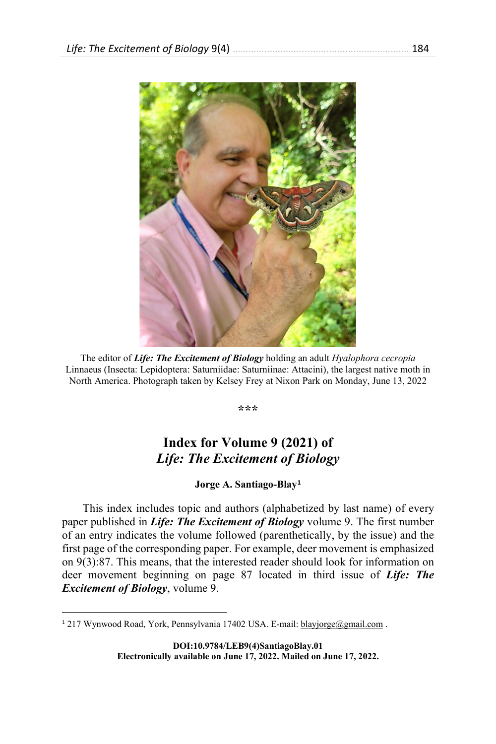The editor of ***Life: The Excitement of Biology*** holding an adult *Hyalophora cecropia* Linnaeus (Insecta: Lepidoptera: Saturniidae: Saturniinae: Attacini), the largest native moth in North America. Photograph taken by Kelsey Frey at Nixon Park on Monday, June 13, 2022

\*\*\*

# Index for Volume 9 (2021) of *Life: The Excitement of Biology*

**Jorge A. Santiago-Blay[1]**

This index includes topic and authors (alphabetized by last name) of every paper published in ***Life: The Excitement of Biology*** volume 9. The first number of an entry indicates the volume followed (parenthetically, by the issue) and the first page of the corresponding paper. For example, deer movement is emphasized on 9(3):87. This means, that the interested reader should look for information on deer movement beginning on page 87 located in third issue of ***Life: The Excitement of Biology***, volume 9.

[1] 217 Wynwood Road, York, Pennsylvania 17402 USA. E-mail: blayjorge@gmail.com .

**DOI:10.9784/LEB9(4)SantiagoBlay.01**
**Electronically available on June 17, 2022. Mailed on June 17, 2022.**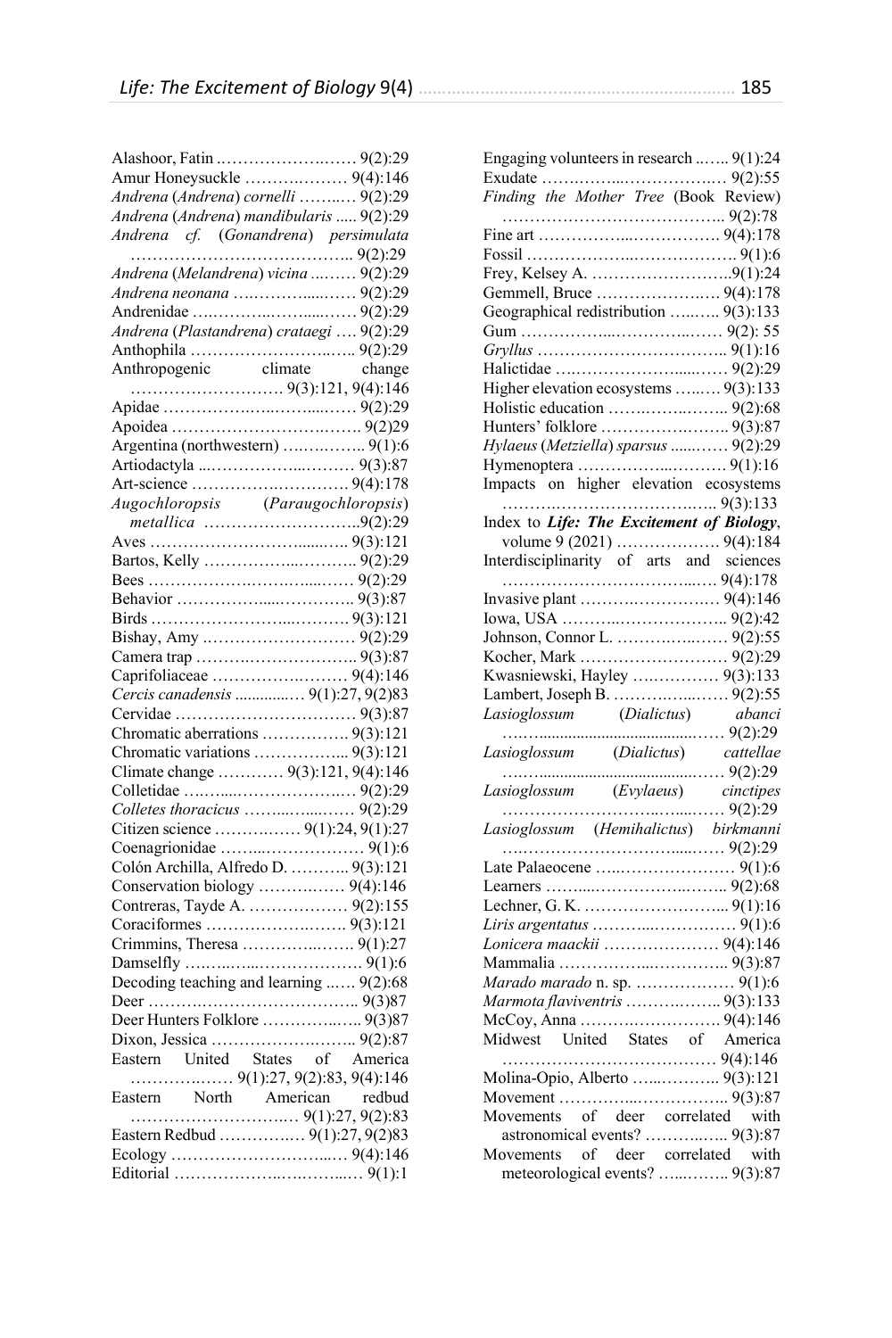Alashoor, Fatin …………………….…. 9(2):29

Amur Honeysuckle ……….……… 9(4):146

*Andrena* (*Andrena*) *cornelli* ……..…. 9(2):29

*Andrena* (*Andrena*) *mandibularis* ..... 9(2):29

*Andrena cf.* (*Gonandrena*) *persimulata* ………………………………….. 9(2):29

*Andrena* (*Melandrena*) *vicina* ...…… 9(2):29

*Andrena neonana* …..………......…… 9(2):29

Andrenidae …..……..…….......……. 9(2):29

*Andrena* (*Plastandrena*) *crataegi* …. 9(2):29

Anthophila …………………….....….. 9(2):29

Anthropogenic climate change ………………………. 9(3):121, 9(4):146

Apidae ……………...……........……. 9(2):29

Apoidea ……………………………... 9(2)29

Argentina (northwestern) …..……….. 9(1):6

Artiodactyla ...……………...……… 9(3):87

Art-science …………….…………. 9(4):178

*Augochloropsis* (*Paraugochloropsis*) *metallica* ………………………..9(2):29

Aves ……………………….......….. 9(3):121

Bartos, Kelly ……………...……….. 9(2):29

Bees ………………..……....…….... 9(2):29

Behavior …………......…………... 9(3):87

Birds …………………...………. 9(3):121

Bishay, Amy ………………………. 9(2):29

Camera trap ……….……………….. 9(3):87

Caprifoliaceae ……………….…… 9(4):146

*Cercis canadensis* ..............… 9(1):27, 9(2)83

Cervidae …………………………… 9(3):87

Chromatic aberrations ……………. 9(3):121

Chromatic variations ………….... 9(3):121

Climate change ………… 9(3):121, 9(4):146

Colletidae …......………………..… 9(2):29

*Colletes thoracicus* ……....…....…… 9(2):29

Citizen science …………..…… 9(1):24, 9(1):27

Coenagrionidae ……....……………… 9(1):6

Colón Archilla, Alfredo D. ……….. 9(3):121

Conservation biology ………….…… 9(4):146

Contreras, Tayde A. …………….… 9(2):155

Coraciformes ………………….….. 9(3):121

Crimmins, Theresa …………...….. 9(1):27

Damselfly …...…....………………. 9(1):6

Decoding teaching and learning ..…. 9(2):68

Deer ……..………………………….. 9(3)87

Deer Hunters Folklore ……………..….. 9(3)87

Dixon, Jessica …………………….….. 9(2):87

Eastern United States of America …………..…… 9(1):27, 9(2):83, 9(4):146

Eastern North American redbud …………………………..… 9(1):27, 9(2):83

Eastern Redbud ………….… 9(1):27, 9(2)83

Ecology ……………………...…. 9(4):146

Editorial ………………...…..…...… 9(1):1

Engaging volunteers in research ..….. 9(1):24

Exudate ……..……..………….…. 9(2):55

*Finding the Mother Tree* (Book Review) ………………………………….. 9(2):78

Fine art ……………...…………….. 9(4):178

Fossil ……………….…………….. 9(1):6

Frey, Kelsey A. ……………………..9(1):24

Gemmell, Bruce …………….…… 9(4):178

Geographical redistribution …..….. 9(3):133

Gum ……………....…………..…… 9(2): 55

*Gryllus* …………………………….. 9(1):16

Halictidae …..…………….....…… 9(2):29

Higher elevation ecosystems ….…… 9(3):133

Holistic education …….……..….. 9(2):68

Hunters' folklore …………………. 9(3):87

*Hylaeus* (*Metziella*) *sparsus* .....…… 9(2):29

Hymenoptera …………...………. 9(1):16

Impacts on higher elevation ecosystems ………..……………………... 9(3):133

Index to ***Life: The Excitement of Biology***, volume 9 (2021) ………………. 9(4):184

Interdisciplinarity of arts and sciences ………………………………...… 9(4):178

Invasive plant ……….……………. 9(4):146

Iowa, USA ………..……………….. 9(2):42

Johnson, Connor L. ……….…..…… 9(2):55

Kocher, Mark ……………………… 9(2):29

Kwasniewski, Hayley …………… 9(3):133

Lambert, Joseph B. ………….…..…… 9(2):55

*Lasioglossum* (*Dialictus*) *abanci* ……...........................…… 9(2):29

*Lasioglossum* (*Dialictus*) *cattellae* ……..........................……. 9(2):29

*Lasioglossum* (*Evylaeus*) *cinctipes* ……………………..…....…… 9(2):29

*Lasioglossum* (*Hemihalictus*) *birkmanni* ………………………….....…… 9(2):29

Late Palaeocene …..………………… 9(1):6

Learners ……....……………..…….. 9(2):68

Lechner, G. K. ……………………... 9(1):16

*Liris argentatus* ………...…………. 9(1):6

*Lonicera maackii* ………………… 9(4):146

Mammalia ……………...………….. 9(3):87

*Marado marado* n. sp. ……………… 9(1):6

*Marmota flaviventris* ………..……. 9(3):133

McCoy, Anna ……….…………. 9(4):146

Midwest United States of America ………………………………… 9(4):146

Molina-Opio, Alberto …..……….. 9(3):121

Movement …………...……………. 9(3):87

Movements of deer correlated with astronomical events? ………..….. 9(3):87

Movements of deer correlated with meteorological events? …...…….. 9(3):87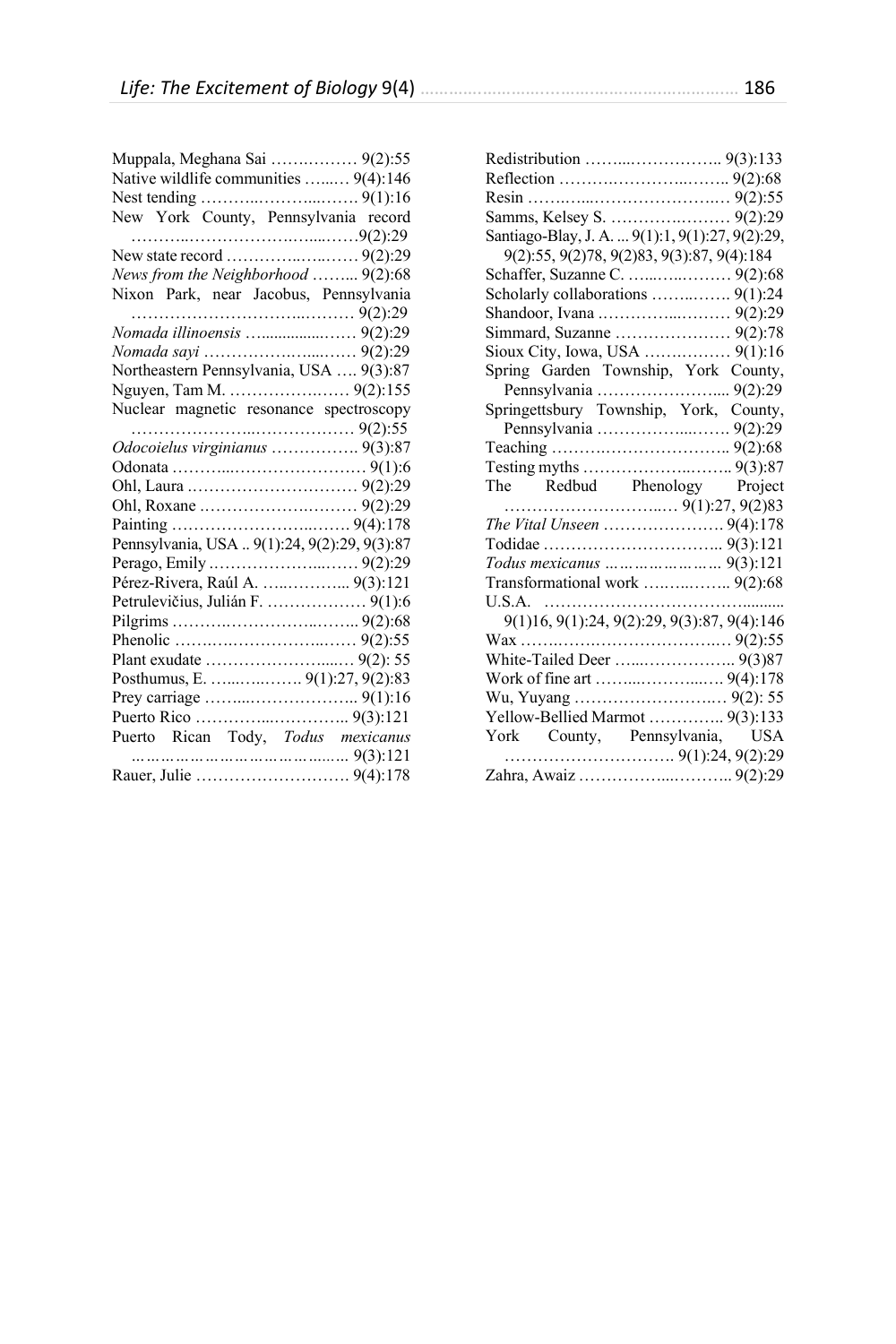Muppala, Meghana Sai ……..……… 9(2):55
Native wildlife communities …...… 9(4):146
Nest tending ………..………...……. 9(1):16
New York County, Pennsylvania record ………..……………….…....……9(2):29
New state record …………..….….…. 9(2):29
*News from the Neighborhood* ……... 9(2):68
Nixon Park, near Jacobus, Pennsylvania ……………………………..……… 9(2):29
*Nomada illinoensis* …..............……. 9(2):29
*Nomada sayi* ………………..…...…. 9(2):29
Northeastern Pennsylvania, USA …. 9(3):87
Nguyen, Tam M. …………….…… 9(2):155
Nuclear magnetic resonance spectroscopy …………………..……………… 9(2):55
*Odocoielus virginianus* ……………. 9(3):87
Odonata ………...…………………… 9(1):6
Ohl, Laura …………………………… 9(2):29
Ohl, Roxane .…………………..……… 9(2):29
Painting …………………….....……. 9(4):178
Pennsylvania, USA .. 9(1):24, 9(2):29, 9(3):87
Perago, Emily ………………….....…… 9(2):29
Pérez-Rivera, Raúl A. …..………... 9(3):121
Petrulevičius, Julián F. ……………… 9(1):6
Pilgrims ……….……………..…….. 9(2):68
Phenolic …….…………………..…… 9(2):55
Plant exudate …………………...…. 9(2): 55
Posthumus, E. …...…...……. 9(1):27, 9(2):83
Prey carriage ……...……………….. 9(1):16
Puerto Rico …………...………….. 9(3):121
Puerto Rican Tody, *Todus mexicanus* ………………………………...... 9(3):121
Rauer, Julie ………………………. 9(4):178

Redistribution ……...…………….. 9(3):133
Reflection ……….…………..…….. 9(2):68
Resin …….…...………………….… 9(2):55
Samms, Kelsey S. ………….……… 9(2):29
Santiago-Blay, J. A. ... 9(1):1, 9(1):27, 9(2):29, 9(2):55, 9(2)78, 9(2)83, 9(3):87, 9(4):184
Schaffer, Suzanne C. …...…...……… 9(2):68
Scholarly collaborations ……..…….. 9(1):24
Shandoor, Ivana …………...………. 9(2):29
Simmard, Suzanne ………………… 9(2):78
Sioux City, Iowa, USA …….……… 9(1):16
Spring Garden Township, York County, Pennsylvania …………………... 9(2):29
Springettsbury Township, York, County, Pennsylvania ……………...……. 9(2):29
Teaching ……….………………….. 9(2):68
Testing myths ………………..…….. 9(3):87
The Redbud Phenology Project …………………………..… 9(1):27, 9(2)83
*The Vital Unseen* …………………. 9(4):178
Todidae …………………………... 9(3):121
*Todus mexicanus* …………………… 9(3):121
Transformational work …….…….. 9(2):68
U.S.A. …………………………………........ 9(1)16, 9(1):24, 9(2):29, 9(3):87, 9(4):146
Wax …….………………………… 9(2):55
White-Tailed Deer …...…………….. 9(3)87
Work of fine art ……...……...…. 9(4):178
Wu, Yuyang ……………………… 9(2): 55
Yellow-Bellied Marmot ………….. 9(3):133
York County, Pennsylvania, USA ………………………… 9(1):24, 9(2):29
Zahra, Awaiz ……………...……….. 9(2):29